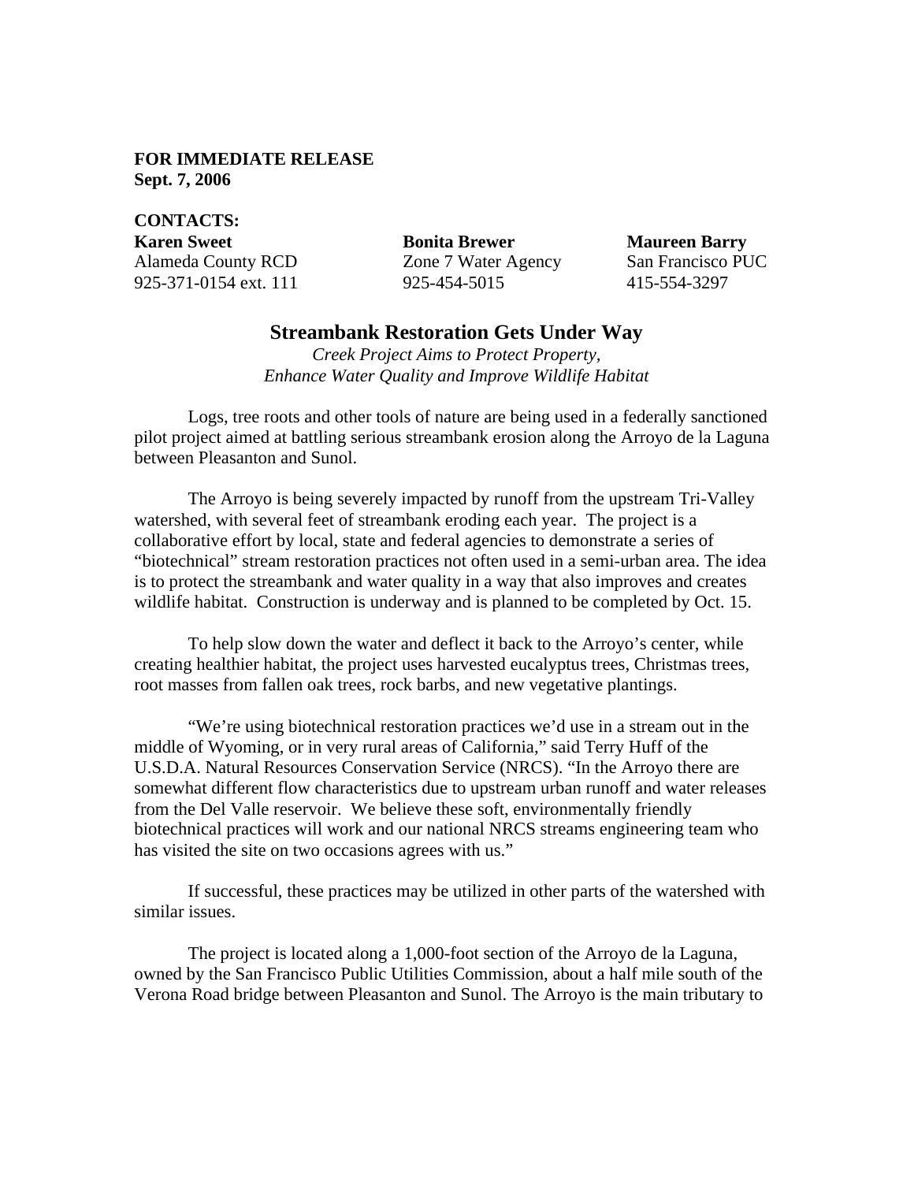**FOR IMMEDIATE RELEASE**
**Sept. 7, 2006**

**CONTACTS:**

| **Karen Sweet** | **Bonita Brewer** | **Maureen Barry** |
|---|---|---|
| Alameda County RCD | Zone 7 Water Agency | San Francisco PUC |
| 925-371-0154 ext. 111 | 925-454-5015 | 415-554-3297 |

## Streambank Restoration Gets Under Way

*Creek Project Aims to Protect Property,*
*Enhance Water Quality and Improve Wildlife Habitat*

Logs, tree roots and other tools of nature are being used in a federally sanctioned pilot project aimed at battling serious streambank erosion along the Arroyo de la Laguna between Pleasanton and Sunol.

The Arroyo is being severely impacted by runoff from the upstream Tri-Valley watershed, with several feet of streambank eroding each year. The project is a collaborative effort by local, state and federal agencies to demonstrate a series of "biotechnical" stream restoration practices not often used in a semi-urban area. The idea is to protect the streambank and water quality in a way that also improves and creates wildlife habitat. Construction is underway and is planned to be completed by Oct. 15.

To help slow down the water and deflect it back to the Arroyo's center, while creating healthier habitat, the project uses harvested eucalyptus trees, Christmas trees, root masses from fallen oak trees, rock barbs, and new vegetative plantings.

"We're using biotechnical restoration practices we'd use in a stream out in the middle of Wyoming, or in very rural areas of California," said Terry Huff of the U.S.D.A. Natural Resources Conservation Service (NRCS). "In the Arroyo there are somewhat different flow characteristics due to upstream urban runoff and water releases from the Del Valle reservoir. We believe these soft, environmentally friendly biotechnical practices will work and our national NRCS streams engineering team who has visited the site on two occasions agrees with us."

If successful, these practices may be utilized in other parts of the watershed with similar issues.

The project is located along a 1,000-foot section of the Arroyo de la Laguna, owned by the San Francisco Public Utilities Commission, about a half mile south of the Verona Road bridge between Pleasanton and Sunol. The Arroyo is the main tributary to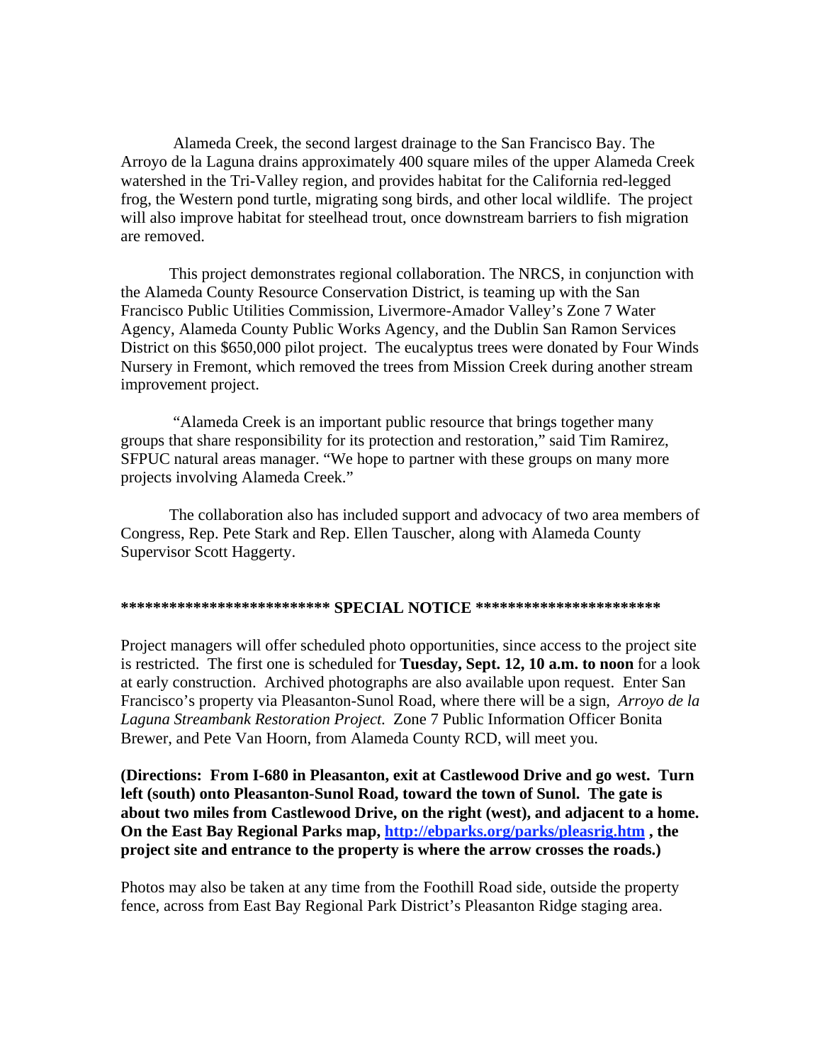Alameda Creek, the second largest drainage to the San Francisco Bay. The Arroyo de la Laguna drains approximately 400 square miles of the upper Alameda Creek watershed in the Tri-Valley region, and provides habitat for the California red-legged frog, the Western pond turtle, migrating song birds, and other local wildlife. The project will also improve habitat for steelhead trout, once downstream barriers to fish migration are removed.

This project demonstrates regional collaboration. The NRCS, in conjunction with the Alameda County Resource Conservation District, is teaming up with the San Francisco Public Utilities Commission, Livermore-Amador Valley's Zone 7 Water Agency, Alameda County Public Works Agency, and the Dublin San Ramon Services District on this $650,000 pilot project. The eucalyptus trees were donated by Four Winds Nursery in Fremont, which removed the trees from Mission Creek during another stream improvement project.

"Alameda Creek is an important public resource that brings together many groups that share responsibility for its protection and restoration," said Tim Ramirez, SFPUC natural areas manager. "We hope to partner with these groups on many more projects involving Alameda Creek."

The collaboration also has included support and advocacy of two area members of Congress, Rep. Pete Stark and Rep. Ellen Tauscher, along with Alameda County Supervisor Scott Haggerty.

**************************** SPECIAL NOTICE ************************

Project managers will offer scheduled photo opportunities, since access to the project site is restricted. The first one is scheduled for **Tuesday, Sept. 12, 10 a.m. to noon** for a look at early construction. Archived photographs are also available upon request. Enter San Francisco's property via Pleasanton-Sunol Road, where there will be a sign, *Arroyo de la Laguna Streambank Restoration Project.* Zone 7 Public Information Officer Bonita Brewer, and Pete Van Hoorn, from Alameda County RCD, will meet you.

**(Directions: From I-680 in Pleasanton, exit at Castlewood Drive and go west. Turn left (south) onto Pleasanton-Sunol Road, toward the town of Sunol. The gate is about two miles from Castlewood Drive, on the right (west), and adjacent to a home. On the East Bay Regional Parks map, http://ebparks.org/parks/pleasrig.htm , the project site and entrance to the property is where the arrow crosses the roads.)**

Photos may also be taken at any time from the Foothill Road side, outside the property fence, across from East Bay Regional Park District's Pleasanton Ridge staging area.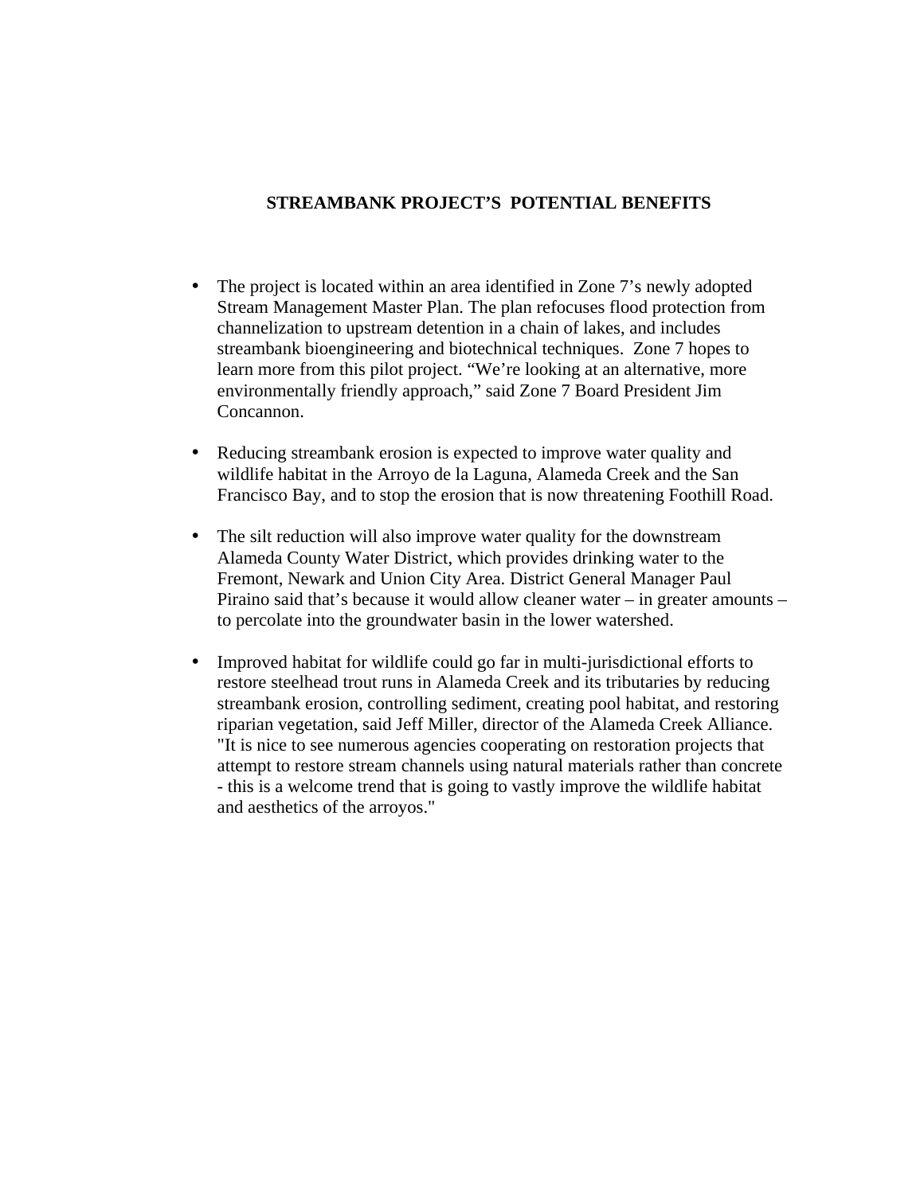# STREAMBANK PROJECT'S POTENTIAL BENEFITS

- The project is located within an area identified in Zone 7's newly adopted Stream Management Master Plan. The plan refocuses flood protection from channelization to upstream detention in a chain of lakes, and includes streambank bioengineering and biotechnical techniques. Zone 7 hopes to learn more from this pilot project. "We're looking at an alternative, more environmentally friendly approach," said Zone 7 Board President Jim Concannon.

- Reducing streambank erosion is expected to improve water quality and wildlife habitat in the Arroyo de la Laguna, Alameda Creek and the San Francisco Bay, and to stop the erosion that is now threatening Foothill Road.

- The silt reduction will also improve water quality for the downstream Alameda County Water District, which provides drinking water to the Fremont, Newark and Union City Area. District General Manager Paul Piraino said that's because it would allow cleaner water – in greater amounts – to percolate into the groundwater basin in the lower watershed.

- Improved habitat for wildlife could go far in multi-jurisdictional efforts to restore steelhead trout runs in Alameda Creek and its tributaries by reducing streambank erosion, controlling sediment, creating pool habitat, and restoring riparian vegetation, said Jeff Miller, director of the Alameda Creek Alliance. "It is nice to see numerous agencies cooperating on restoration projects that attempt to restore stream channels using natural materials rather than concrete - this is a welcome trend that is going to vastly improve the wildlife habitat and aesthetics of the arroyos."